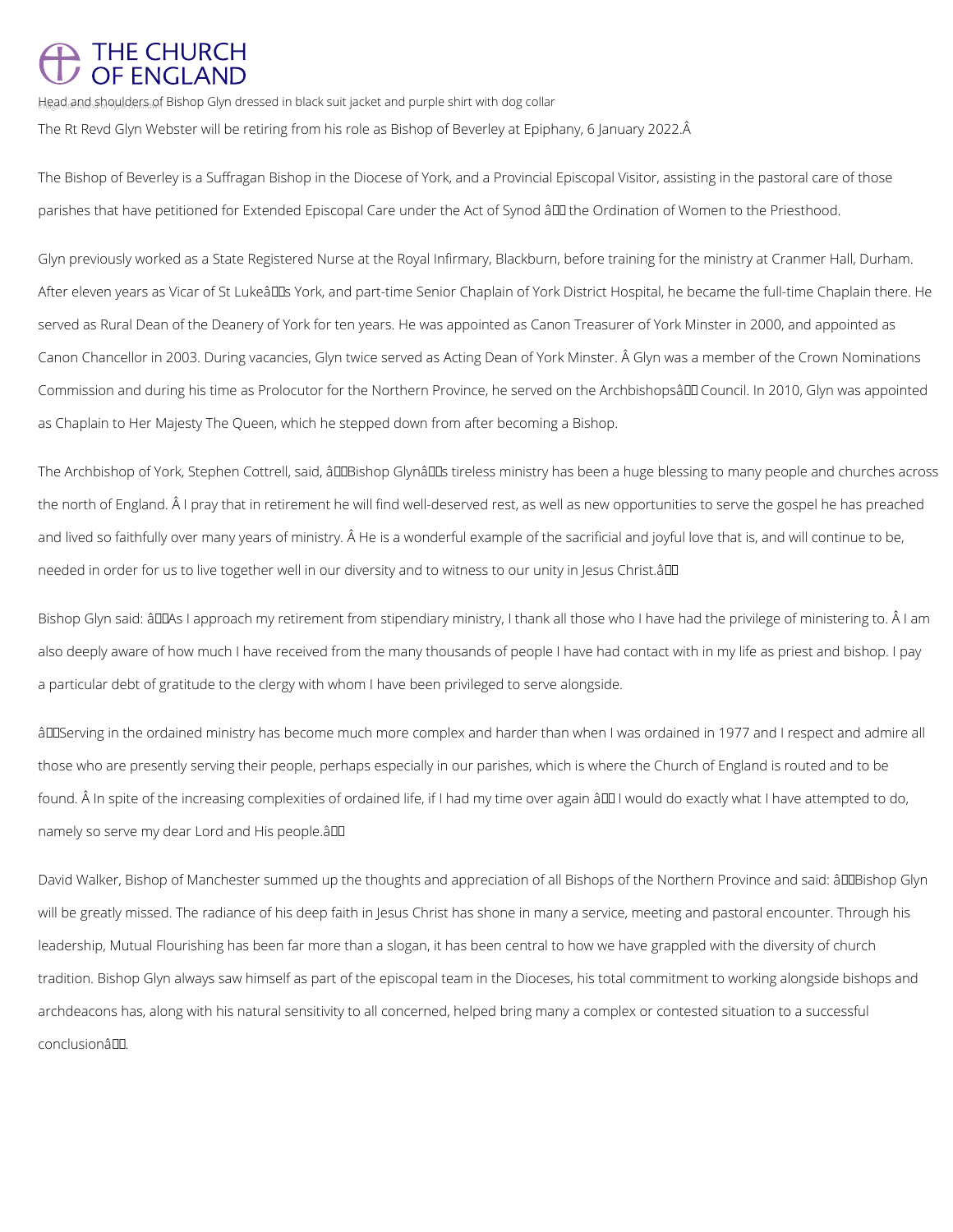THE CHURCH OF ENGLAND

Head and shoulders of Bishop Glyn dressed in black suit jacket and purple shirt with dog collar

The Rt Revd Glyn Webster will be retiring from his role as Bishop of Beverley at Epiphany, 6 January 2022.Â

The Bishop of Beverley is a Suffragan Bishop in the Diocese of York, and a Provincial Episcopal Visitor, assisting in the pastoral care of those parishes that have petitioned for Extended Episcopal Care under the Act of Synod â the Ordination of Women to the Priesthood.

Glyn previously worked as a State Registered Nurse at the Royal Infirmary, Blackburn, before training for the ministry at Cranmer Hall, Durham. After eleven years as Vicar of St Lukeâs York, and part-time Senior Chaplain of York District Hospital, he became the full-time Chaplain there. He served as Rural Dean of the Deanery of York for ten years. He was appointed as Canon Treasurer of York Minster in 2000, and appointed as Canon Chancellor in 2003. During vacancies, Glyn twice served as Acting Dean of York Minster. Â Glyn was a member of the Crown Nominations Commission and during his time as Prolocutor for the Northern Province, he served on the Archbishopsâ Council. In 2010, Glyn was appointed as Chaplain to Her Majesty The Queen, which he stepped down from after becoming a Bishop.

The Archbishop of York, Stephen Cottrell, said, âBishop Glynâs tireless ministry has been a huge blessing to many people and churches across the north of England. Â I pray that in retirement he will find well-deserved rest, as well as new opportunities to serve the gospel he has preached and lived so faithfully over many years of ministry. Â He is a wonderful example of the sacrificial and joyful love that is, and will continue to be, needed in order for us to live together well in our diversity and to witness to our unity in Jesus Christ.â

Bishop Glyn said: âAs I approach my retirement from stipendiary ministry, I thank all those who I have had the privilege of ministering to. Â I am also deeply aware of how much I have received from the many thousands of people I have had contact with in my life as priest and bishop. I pay a particular debt of gratitude to the clergy with whom I have been privileged to serve alongside.

âServing in the ordained ministry has become much more complex and harder than when I was ordained in 1977 and I respect and admire all those who are presently serving their people, perhaps especially in our parishes, which is where the Church of England is routed and to be found. Â In spite of the increasing complexities of ordained life, if I had my time over again â I would do exactly what I have attempted to do, namely so serve my dear Lord and His people.â

David Walker, Bishop of Manchester summed up the thoughts and appreciation of all Bishops of the Northern Province and said: âBishop Glyn will be greatly missed. The radiance of his deep faith in Jesus Christ has shone in many a service, meeting and pastoral encounter. Through his leadership, Mutual Flourishing has been far more than a slogan, it has been central to how we have grappled with the diversity of church tradition. Bishop Glyn always saw himself as part of the episcopal team in the Dioceses, his total commitment to working alongside bishops and archdeacons has, along with his natural sensitivity to all concerned, helped bring many a complex or contested situation to a successful conclusionâ.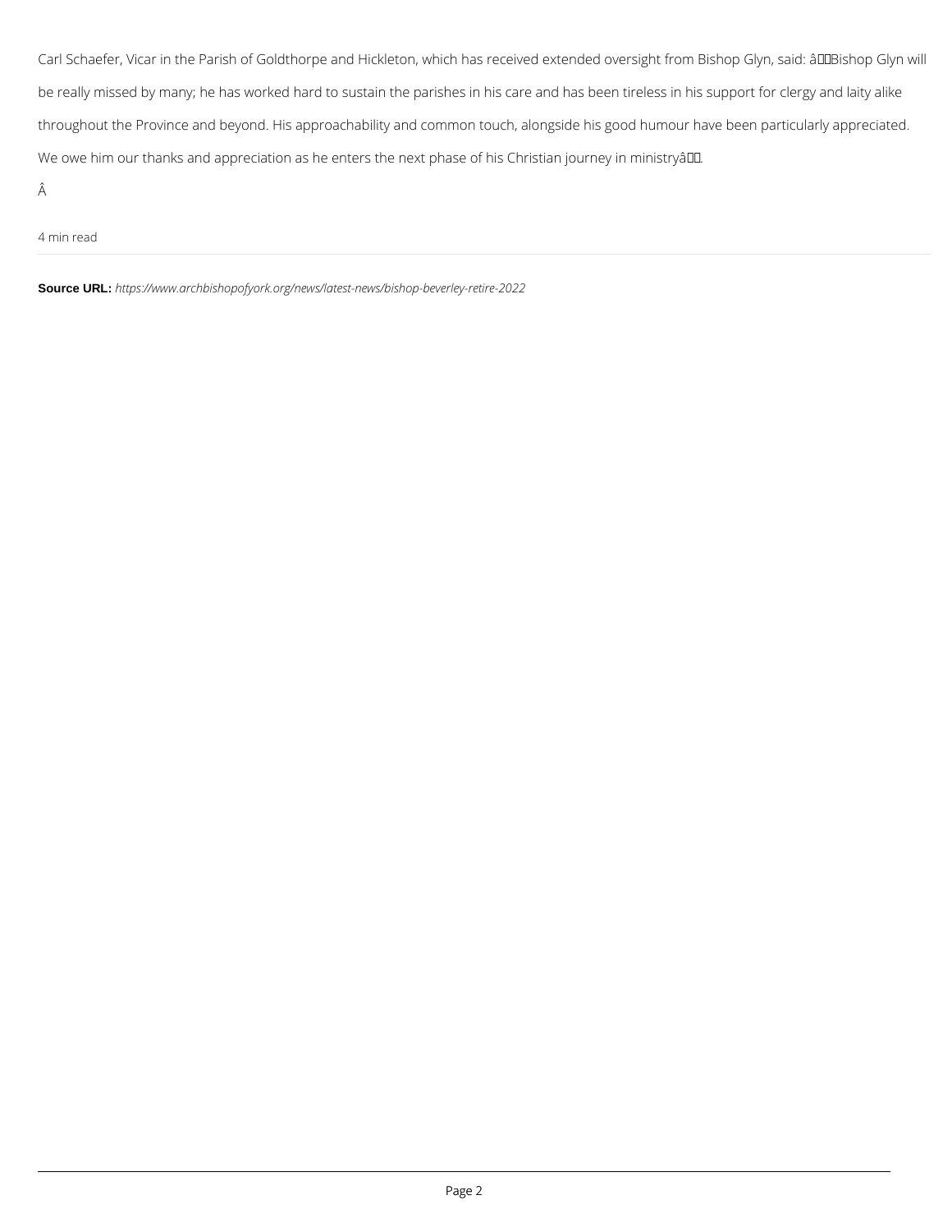Carl Schaefer, Vicar in the Parish of Goldthorpe and Hickleton, which has received extended oversight from Bishop Glyn, said: â€œBishop Glyn will be really missed by many; he has worked hard to sustain the parishes in his care and has been tireless in his support for clergy and laity alike throughout the Province and beyond. His approachability and common touch, alongside his good humour have been particularly appreciated. We owe him our thanks and appreciation as he enters the next phase of his Christian journey in ministryâ€.

Â

4 min read

---

**Source URL:** *https://www.archbishopofyork.org/news/latest-news/bishop-beverley-retire-2022*